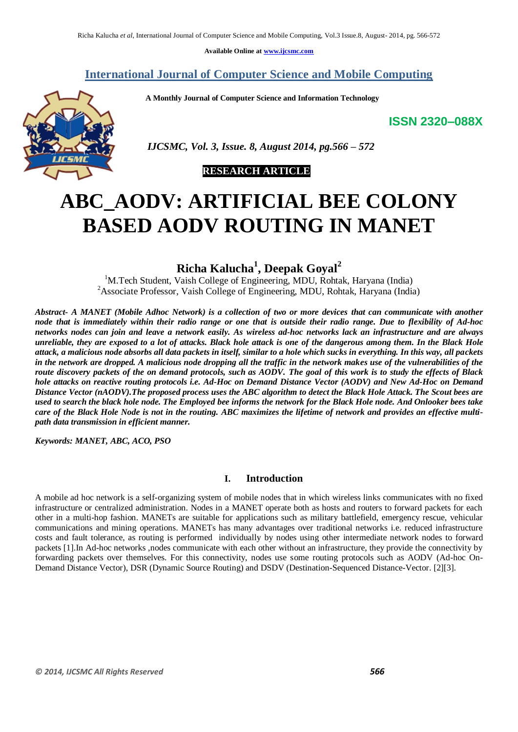Available Online at www.ijcsmc.com

# International Journal of Computer Science and Mobile Computing

**A Monthly Journal of Computer Science and Information Technology**

**ISSN 2320–088X**

*IJCSMC, Vol. 3, Issue. 8, August 2014, pg.566 – 572*

**RESEARCH ARTICLE**

# ABC_AODV: ARTIFICIAL BEE COLONY BASED AODV ROUTING IN MANET

**Richa Kalucha[1], Deepak Goyal[2]**

[1]M.Tech Student, Vaish College of Engineering, MDU, Rohtak, Haryana (India)
[2]Associate Professor, Vaish College of Engineering, MDU, Rohtak, Haryana (India)

***Abstract- A MANET (Mobile Adhoc Network) is a collection of two or more devices that can communicate with another node that is immediately within their radio range or one that is outside their radio range. Due to flexibility of Ad-hoc networks nodes can join and leave a network easily. As wireless ad-hoc networks lack an infrastructure and are always unreliable, they are exposed to a lot of attacks. Black hole attack is one of the dangerous among them. In the Black Hole attack, a malicious node absorbs all data packets in itself, similar to a hole which sucks in everything. In this way, all packets in the network are dropped. A malicious node dropping all the traffic in the network makes use of the vulnerabilities of the route discovery packets of the on demand protocols, such as AODV. The goal of this work is to study the effects of Black hole attacks on reactive routing protocols i.e. Ad-Hoc on Demand Distance Vector (AODV) and New Ad-Hoc on Demand Distance Vector (nAODV).The proposed process uses the ABC algorithm to detect the Black Hole Attack. The Scout bees are used to search the black hole node. The Employed bee informs the network for the Black Hole node. And Onlooker bees take care of the Black Hole Node is not in the routing. ABC maximizes the lifetime of network and provides an effective multi-path data transmission in efficient manner.***

***Keywords: MANET, ABC, ACO, PSO***

## I. Introduction

A mobile ad hoc network is a self-organizing system of mobile nodes that in which wireless links communicates with no fixed infrastructure or centralized administration. Nodes in a MANET operate both as hosts and routers to forward packets for each other in a multi-hop fashion. MANETs are suitable for applications such as military battlefield, emergency rescue, vehicular communications and mining operations. MANETs has many advantages over traditional networks i.e. reduced infrastructure costs and fault tolerance, as routing is performed individually by nodes using other intermediate network nodes to forward packets [1].In Ad-hoc networks ,nodes communicate with each other without an infrastructure, they provide the connectivity by forwarding packets over themselves. For this connectivity, nodes use some routing protocols such as AODV (Ad-hoc On-Demand Distance Vector), DSR (Dynamic Source Routing) and DSDV (Destination-Sequenced Distance-Vector. [2][3].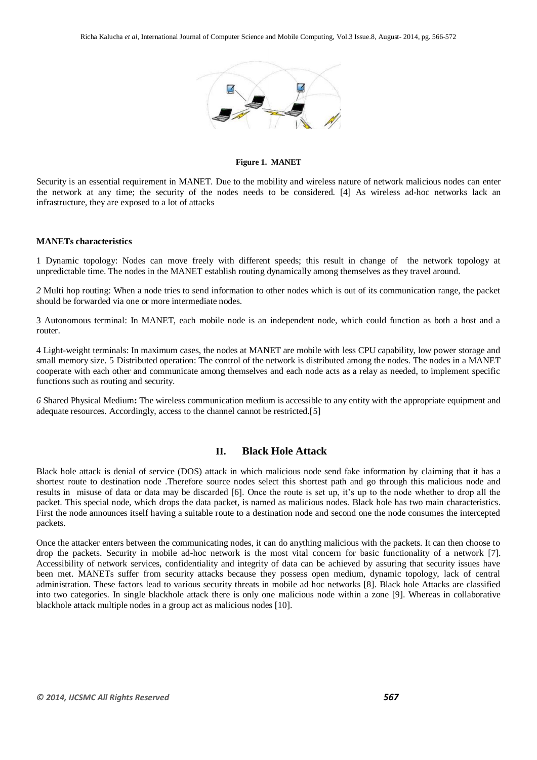**Figure 1. MANET**

Security is an essential requirement in MANET. Due to the mobility and wireless nature of network malicious nodes can enter the network at any time; the security of the nodes needs to be considered. [4] As wireless ad-hoc networks lack an infrastructure, they are exposed to a lot of attacks

**MANETs characteristics**

1 Dynamic topology: Nodes can move freely with different speeds; this result in change of the network topology at unpredictable time. The nodes in the MANET establish routing dynamically among themselves as they travel around.

*2* Multi hop routing: When a node tries to send information to other nodes which is out of its communication range, the packet should be forwarded via one or more intermediate nodes.

3 Autonomous terminal: In MANET, each mobile node is an independent node, which could function as both a host and a router.

4 Light-weight terminals: In maximum cases, the nodes at MANET are mobile with less CPU capability, low power storage and small memory size. 5 Distributed operation: The control of the network is distributed among the nodes. The nodes in a MANET cooperate with each other and communicate among themselves and each node acts as a relay as needed, to implement specific functions such as routing and security.

*6* Shared Physical Medium**:** The wireless communication medium is accessible to any entity with the appropriate equipment and adequate resources. Accordingly, access to the channel cannot be restricted.[5]

## II. Black Hole Attack

Black hole attack is denial of service (DOS) attack in which malicious node send fake information by claiming that it has a shortest route to destination node .Therefore source nodes select this shortest path and go through this malicious node and results in misuse of data or data may be discarded [6]. Once the route is set up, it's up to the node whether to drop all the packet. This special node, which drops the data packet, is named as malicious nodes. Black hole has two main characteristics. First the node announces itself having a suitable route to a destination node and second one the node consumes the intercepted packets.

Once the attacker enters between the communicating nodes, it can do anything malicious with the packets. It can then choose to drop the packets. Security in mobile ad-hoc network is the most vital concern for basic functionality of a network [7]. Accessibility of network services, confidentiality and integrity of data can be achieved by assuring that security issues have been met. MANETs suffer from security attacks because they possess open medium, dynamic topology, lack of central administration. These factors lead to various security threats in mobile ad hoc networks [8]. Black hole Attacks are classified into two categories. In single blackhole attack there is only one malicious node within a zone [9]. Whereas in collaborative blackhole attack multiple nodes in a group act as malicious nodes [10].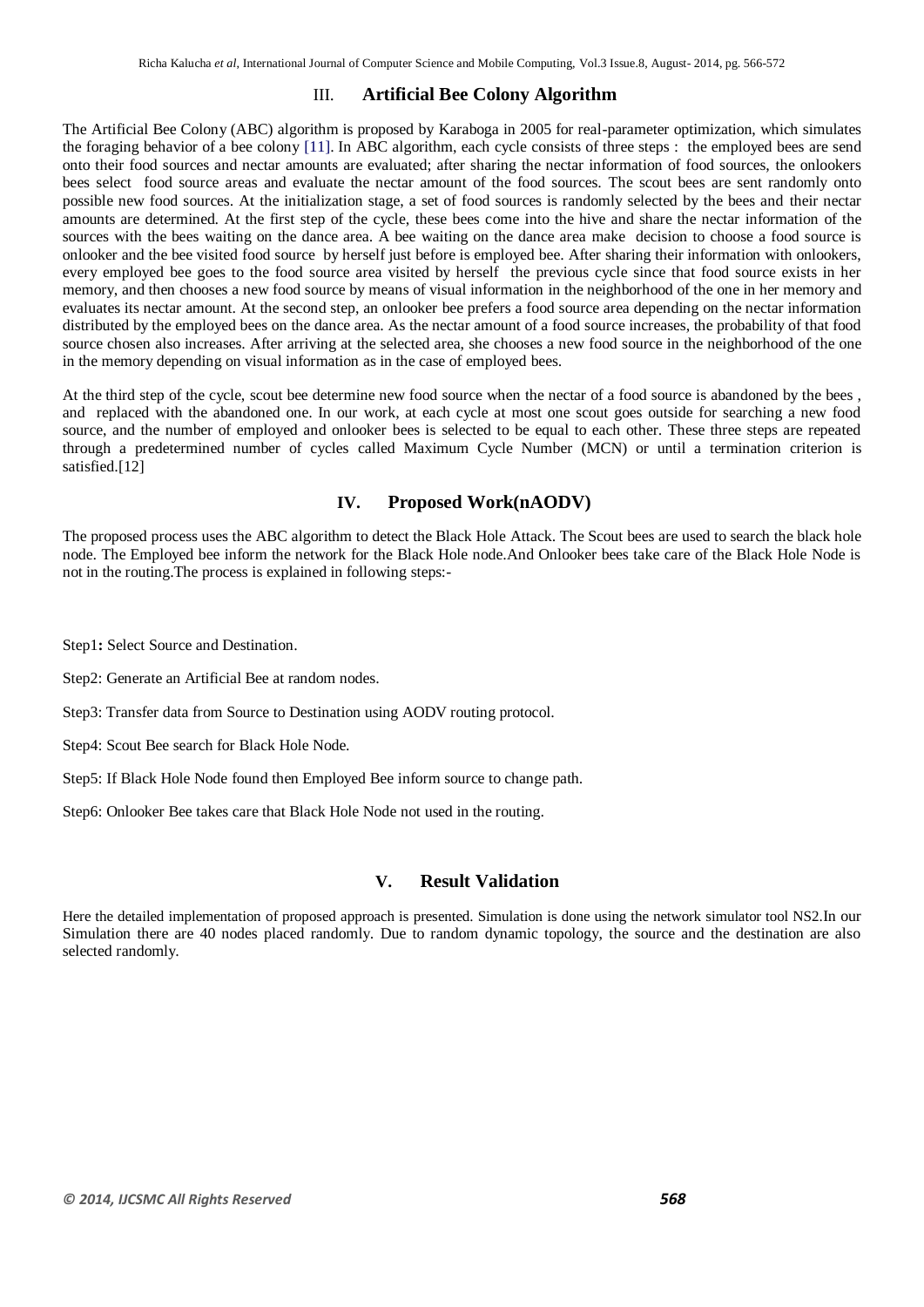## III. Artificial Bee Colony Algorithm

The Artificial Bee Colony (ABC) algorithm is proposed by Karaboga in 2005 for real-parameter optimization, which simulates the foraging behavior of a bee colony [11]. In ABC algorithm, each cycle consists of three steps : the employed bees are send onto their food sources and nectar amounts are evaluated; after sharing the nectar information of food sources, the onlookers bees select food source areas and evaluate the nectar amount of the food sources. The scout bees are sent randomly onto possible new food sources. At the initialization stage, a set of food sources is randomly selected by the bees and their nectar amounts are determined. At the first step of the cycle, these bees come into the hive and share the nectar information of the sources with the bees waiting on the dance area. A bee waiting on the dance area make decision to choose a food source is onlooker and the bee visited food source by herself just before is employed bee. After sharing their information with onlookers, every employed bee goes to the food source area visited by herself the previous cycle since that food source exists in her memory, and then chooses a new food source by means of visual information in the neighborhood of the one in her memory and evaluates its nectar amount. At the second step, an onlooker bee prefers a food source area depending on the nectar information distributed by the employed bees on the dance area. As the nectar amount of a food source increases, the probability of that food source chosen also increases. After arriving at the selected area, she chooses a new food source in the neighborhood of the one in the memory depending on visual information as in the case of employed bees.

At the third step of the cycle, scout bee determine new food source when the nectar of a food source is abandoned by the bees , and replaced with the abandoned one. In our work, at each cycle at most one scout goes outside for searching a new food source, and the number of employed and onlooker bees is selected to be equal to each other. These three steps are repeated through a predetermined number of cycles called Maximum Cycle Number (MCN) or until a termination criterion is satisfied.[12]

## IV. Proposed Work(nAODV)

The proposed process uses the ABC algorithm to detect the Black Hole Attack. The Scout bees are used to search the black hole node. The Employed bee inform the network for the Black Hole node.And Onlooker bees take care of the Black Hole Node is not in the routing.The process is explained in following steps:-

Step1**:** Select Source and Destination.

Step2: Generate an Artificial Bee at random nodes.

Step3: Transfer data from Source to Destination using AODV routing protocol.

Step4: Scout Bee search for Black Hole Node.

Step5: If Black Hole Node found then Employed Bee inform source to change path.

Step6: Onlooker Bee takes care that Black Hole Node not used in the routing.

## V. Result Validation

Here the detailed implementation of proposed approach is presented. Simulation is done using the network simulator tool NS2.In our Simulation there are 40 nodes placed randomly. Due to random dynamic topology, the source and the destination are also selected randomly.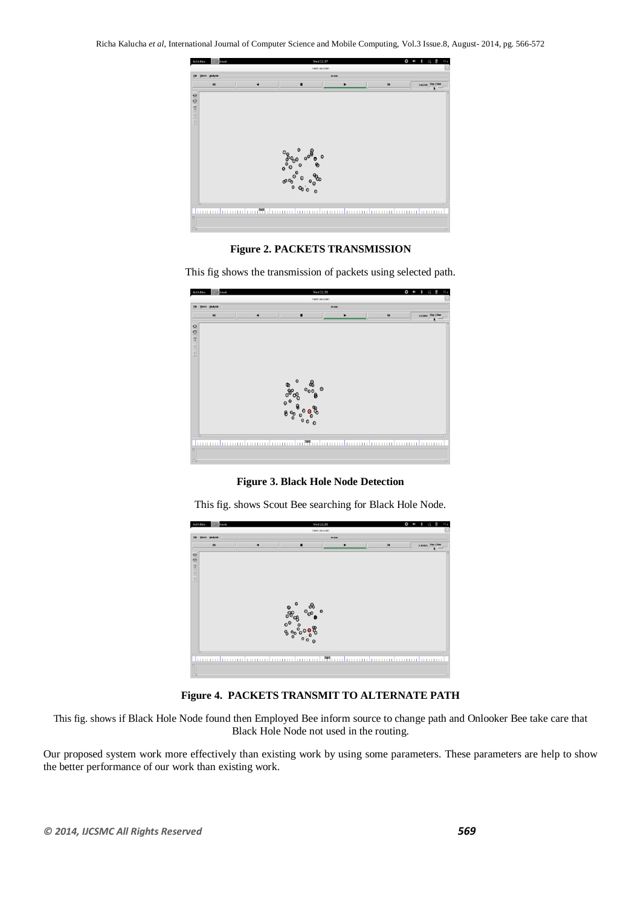**Figure 2. PACKETS TRANSMISSION**

This fig shows the transmission of packets using selected path.

**Figure 3. Black Hole Node Detection**

This fig. shows Scout Bee searching for Black Hole Node.

**Figure 4. PACKETS TRANSMIT TO ALTERNATE PATH**

This fig. shows if Black Hole Node found then Employed Bee inform source to change path and Onlooker Bee take care that Black Hole Node not used in the routing.

Our proposed system work more effectively than existing work by using some parameters. These parameters are help to show the better performance of our work than existing work.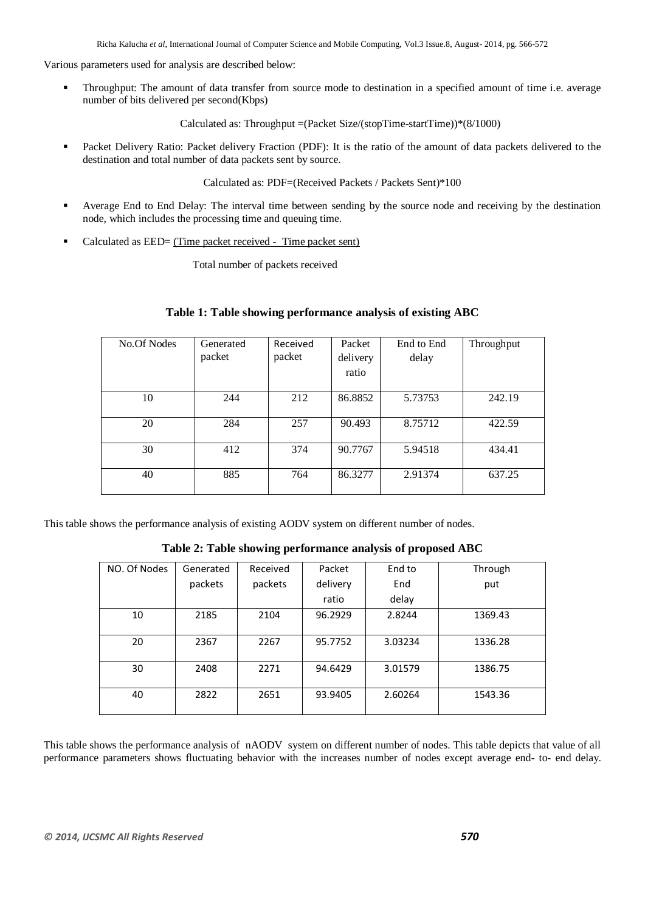Various parameters used for analysis are described below:

- Throughput: The amount of data transfer from source mode to destination in a specified amount of time i.e. average number of bits delivered per second(Kbps)

  Calculated as: Throughput =(Packet Size/(stopTime-startTime))*(8/1000)

- Packet Delivery Ratio: Packet delivery Fraction (PDF): It is the ratio of the amount of data packets delivered to the destination and total number of data packets sent by source.

  Calculated as: PDF=(Received Packets / Packets Sent)*100

- Average End to End Delay: The interval time between sending by the source node and receiving by the destination node, which includes the processing time and queuing time.

- Calculated as EED= $\frac{\text{(Time packet received - Time packet sent)}}{\text{Total number of packets received}}$

**Table 1: Table showing performance analysis of existing ABC**

| No.Of Nodes | Generated packet | Received packet | Packet delivery ratio | End to End delay | Throughput |
|---|---|---|---|---|---|
| 10 | 244 | 212 | 86.8852 | 5.73753 | 242.19 |
| 20 | 284 | 257 | 90.493 | 8.75712 | 422.59 |
| 30 | 412 | 374 | 90.7767 | 5.94518 | 434.41 |
| 40 | 885 | 764 | 86.3277 | 2.91374 | 637.25 |

This table shows the performance analysis of existing AODV system on different number of nodes.

**Table 2: Table showing performance analysis of proposed ABC**

| NO. Of Nodes | Generated packets | Received packets | Packet delivery ratio | End to End delay | Through put |
|---|---|---|---|---|---|
| 10 | 2185 | 2104 | 96.2929 | 2.8244 | 1369.43 |
| 20 | 2367 | 2267 | 95.7752 | 3.03234 | 1336.28 |
| 30 | 2408 | 2271 | 94.6429 | 3.01579 | 1386.75 |
| 40 | 2822 | 2651 | 93.9405 | 2.60264 | 1543.36 |

This table shows the performance analysis of nAODV system on different number of nodes. This table depicts that value of all performance parameters shows fluctuating behavior with the increases number of nodes except average end- to- end delay.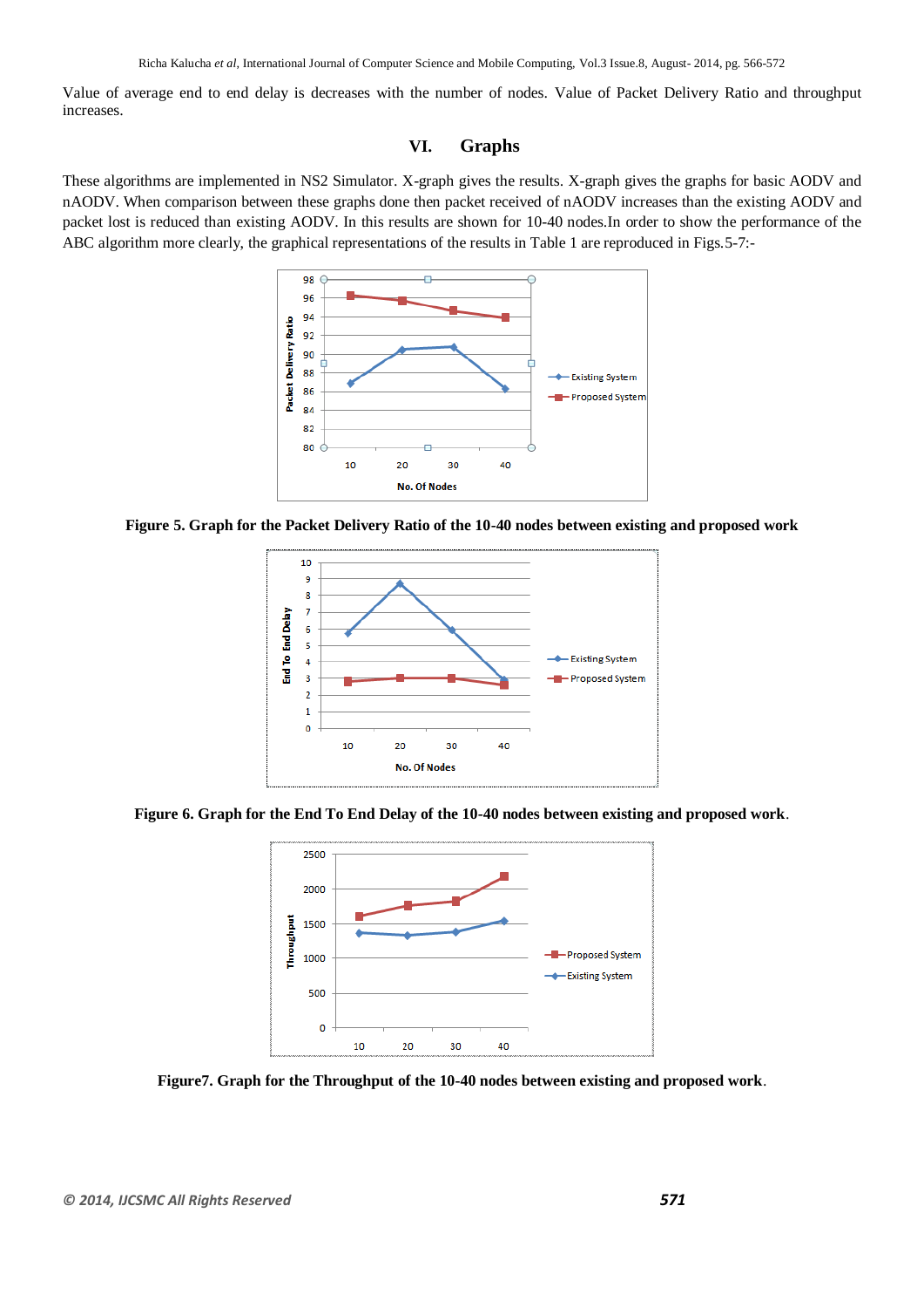Value of average end to end delay is decreases with the number of nodes. Value of Packet Delivery Ratio and throughput increases.

## VI. Graphs

These algorithms are implemented in NS2 Simulator. X-graph gives the results. X-graph gives the graphs for basic AODV and nAODV. When comparison between these graphs done then packet received of nAODV increases than the existing AODV and packet lost is reduced than existing AODV. In this results are shown for 10-40 nodes.In order to show the performance of the ABC algorithm more clearly, the graphical representations of the results in Table 1 are reproduced in Figs.5-7:-

**Figure 5. Graph for the Packet Delivery Ratio of the 10-40 nodes between existing and proposed work**

**Figure 6. Graph for the End To End Delay of the 10-40 nodes between existing and proposed work**.

**Figure7. Graph for the Throughput of the 10-40 nodes between existing and proposed work**.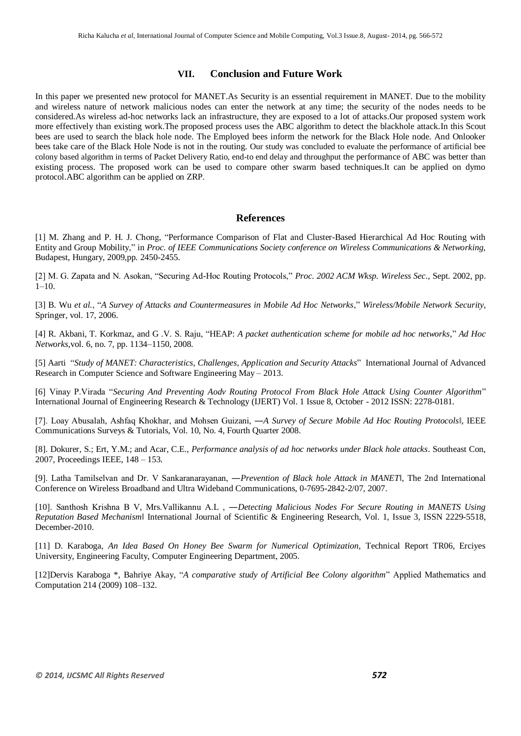## VII. Conclusion and Future Work

In this paper we presented new protocol for MANET.As Security is an essential requirement in MANET. Due to the mobility and wireless nature of network malicious nodes can enter the network at any time; the security of the nodes needs to be considered.As wireless ad-hoc networks lack an infrastructure, they are exposed to a lot of attacks.Our proposed system work more effectively than existing work.The proposed process uses the ABC algorithm to detect the blackhole attack.In this Scout bees are used to search the black hole node. The Employed bees inform the network for the Black Hole node. And Onlooker bees take care of the Black Hole Node is not in the routing. Our study was concluded to evaluate the performance of artificial bee colony based algorithm in terms of Packet Delivery Ratio, end-to end delay and throughput the performance of ABC was better than existing process. The proposed work can be used to compare other swarm based techniques.It can be applied on dymo protocol.ABC algorithm can be applied on ZRP.

## References

[1] M. Zhang and P. H. J. Chong, "Performance Comparison of Flat and Cluster-Based Hierarchical Ad Hoc Routing with Entity and Group Mobility," in *Proc. of IEEE Communications Society conference on Wireless Communications & Networking*, Budapest, Hungary, 2009,pp. 2450-2455.

[2] M. G. Zapata and N. Asokan, "Securing Ad-Hoc Routing Protocols," *Proc. 2002 ACM Wksp. Wireless Sec.*, Sept. 2002, pp. 1–10.

[3] B. Wu *et al.*, "*A Survey of Attacks and Countermeasures in Mobile Ad Hoc Networks*," *Wireless/Mobile Network Security*, Springer, vol. 17, 2006.

[4] R. Akbani, T. Korkmaz, and G .V. S. Raju, "HEAP: *A packet authentication scheme for mobile ad hoc networks*," *Ad Hoc Networks,*vol. 6, no. 7, pp. 1134–1150, 2008.

[5] Aarti "*Study of MANET: Characteristics, Challenges, Application and Security Attacks*" International Journal of Advanced Research in Computer Science and Software Engineering May – 2013.

[6] Vinay P.Virada "*Securing And Preventing Aodv Routing Protocol From Black Hole Attack Using Counter Algorithm*" International Journal of Engineering Research & Technology (IJERT) Vol. 1 Issue 8, October - 2012 ISSN: 2278-0181.

[7]. Loay Abusalah, Ashfaq Khokhar, and Mohsen Guizani, ―*A Survey of Secure Mobile Ad Hoc Routing Protocols*‖, IEEE Communications Surveys & Tutorials, Vol. 10, No. 4, Fourth Quarter 2008.

[8]. Dokurer, S.; Ert, Y.M.; and Acar, C.E., *Performance analysis of ad hoc networks under Black hole attacks*. Southeast Con, 2007, Proceedings IEEE, 148 – 153.

[9]. Latha Tamilselvan and Dr. V Sankaranarayanan, ―*Prevention of Black hole Attack in MANET*‖, The 2nd International Conference on Wireless Broadband and Ultra Wideband Communications, 0-7695-2842-2/07, 2007.

[10]. Santhosh Krishna B V, Mrs.Vallikannu A.L , ―*Detecting Malicious Nodes For Secure Routing in MANETS Using Reputation Based Mechanism*‖ International Journal of Scientific & Engineering Research, Vol. 1, Issue 3, ISSN 2229-5518, December-2010.

[11] D. Karaboga, *An Idea Based On Honey Bee Swarm for Numerical Optimization,* Technical Report TR06, Erciyes University, Engineering Faculty, Computer Engineering Department, 2005.

[12]Dervis Karaboga *, Bahriye Akay, "*A comparative study of Artificial Bee Colony algorithm*" Applied Mathematics and Computation 214 (2009) 108–132.